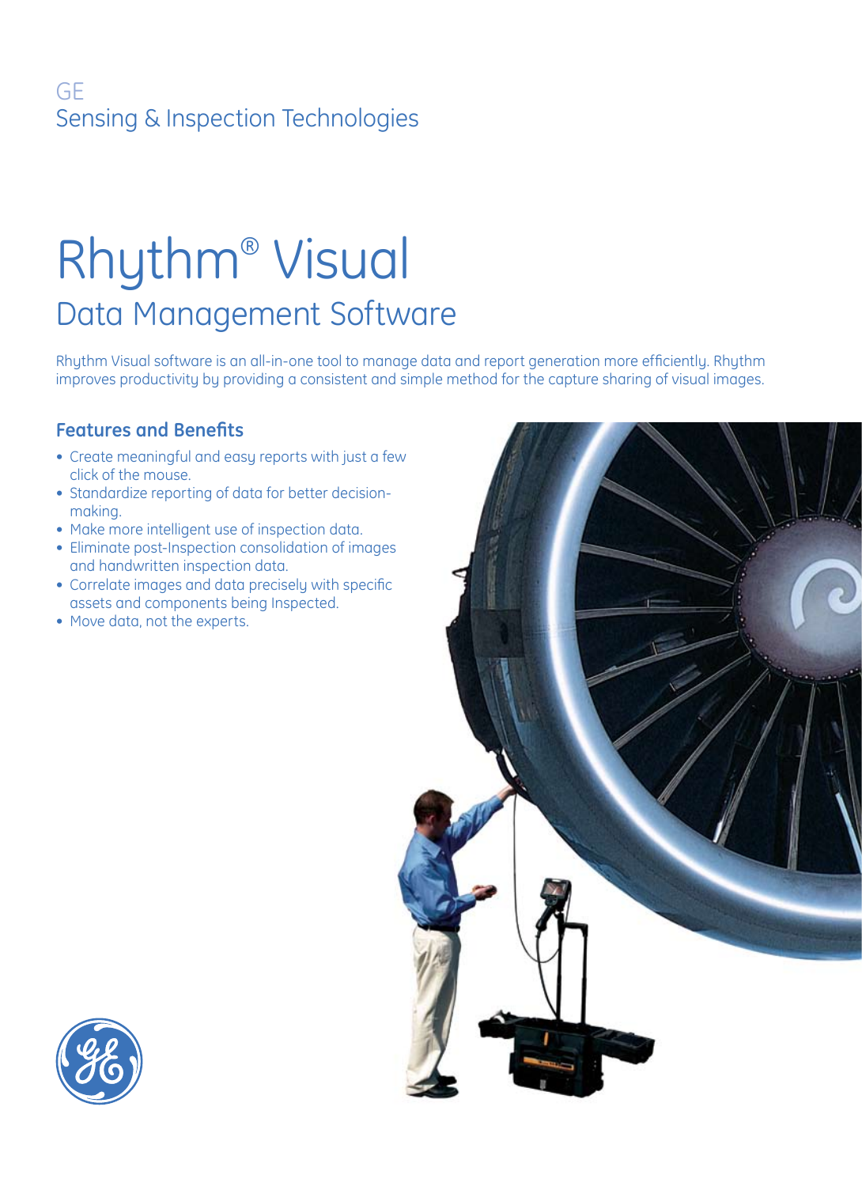GE
Sensing & Inspection Technologies

# Rhythm® Visual

## Data Management Software

Rhythm Visual software is an all-in-one tool to manage data and report generation more efficiently. Rhythm improves productivity by providing a consistent and simple method for the capture sharing of visual images.

### Features and Benefits

- Create meaningful and easy reports with just a few click of the mouse.
- Standardize reporting of data for better decision-making.
- Make more intelligent use of inspection data.
- Eliminate post-Inspection consolidation of images and handwritten inspection data.
- Correlate images and data precisely with specific assets and components being Inspected.
- Move data, not the experts.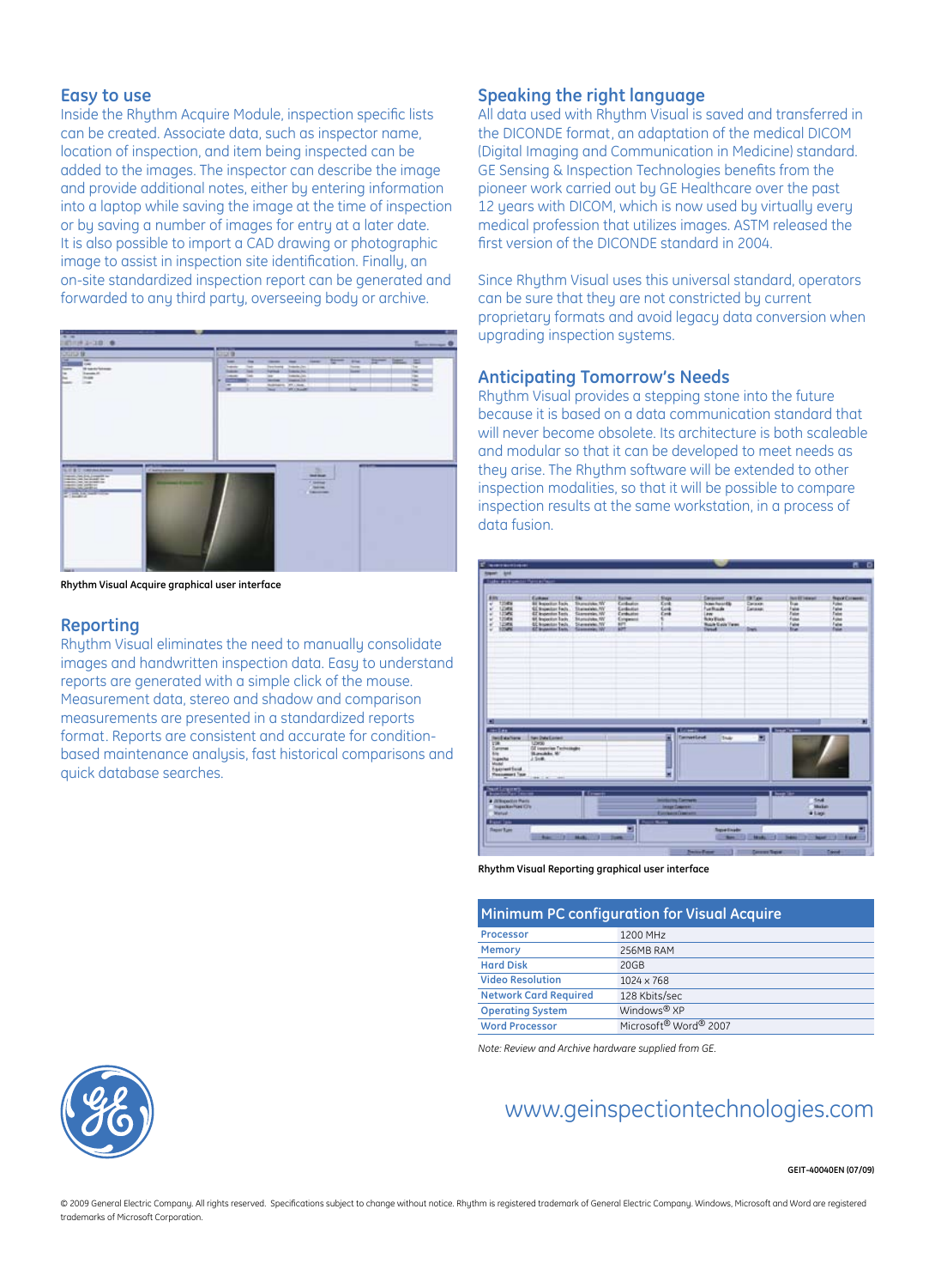## Easy to use

Inside the Rhythm Acquire Module, inspection specific lists can be created. Associate data, such as inspector name, location of inspection, and item being inspected can be added to the images. The inspector can describe the image and provide additional notes, either by entering information into a laptop while saving the image at the time of inspection or by saving a number of images for entry at a later date. It is also possible to import a CAD drawing or photographic image to assist in inspection site identification. Finally, an on-site standardized inspection report can be generated and forwarded to any third party, overseeing body or archive.

**Rhythm Visual Acquire graphical user interface**

## Reporting

Rhythm Visual eliminates the need to manually consolidate images and handwritten inspection data. Easy to understand reports are generated with a simple click of the mouse. Measurement data, stereo and shadow and comparison measurements are presented in a standardized reports format. Reports are consistent and accurate for condition-based maintenance analysis, fast historical comparisons and quick database searches.

## Speaking the right language

All data used with Rhythm Visual is saved and transferred in the DICONDE format, an adaptation of the medical DICOM (Digital Imaging and Communication in Medicine) standard. GE Sensing & Inspection Technologies benefits from the pioneer work carried out by GE Healthcare over the past 12 years with DICOM, which is now used by virtually every medical profession that utilizes images. ASTM released the first version of the DICONDE standard in 2004.

Since Rhythm Visual uses this universal standard, operators can be sure that they are not constricted by current proprietary formats and avoid legacy data conversion when upgrading inspection systems.

## Anticipating Tomorrow's Needs

Rhythm Visual provides a stepping stone into the future because it is based on a data communication standard that will never become obsolete. Its architecture is both scaleable and modular so that it can be developed to meet needs as they arise. The Rhythm software will be extended to other inspection modalities, so that it will be possible to compare inspection results at the same workstation, in a process of data fusion.

**Rhythm Visual Reporting graphical user interface**

| Minimum PC configuration for Visual Acquire | |
|---|---|
| Processor | 1200 MHz |
| Memory | 256MB RAM |
| Hard Disk | 20GB |
| Video Resolution | 1024 x 768 |
| Network Card Required | 128 Kbits/sec |
| Operating System | Windows® XP |
| Word Processor | Microsoft® Word® 2007 |

*Note: Review and Archive hardware supplied from GE.*

www.geinspectiontechnologies.com

GEIT-40040EN (07/09)

© 2009 General Electric Company. All rights reserved. Specifications subject to change without notice. Rhythm is registered trademark of General Electric Company. Windows, Microsoft and Word are registered trademarks of Microsoft Corporation.